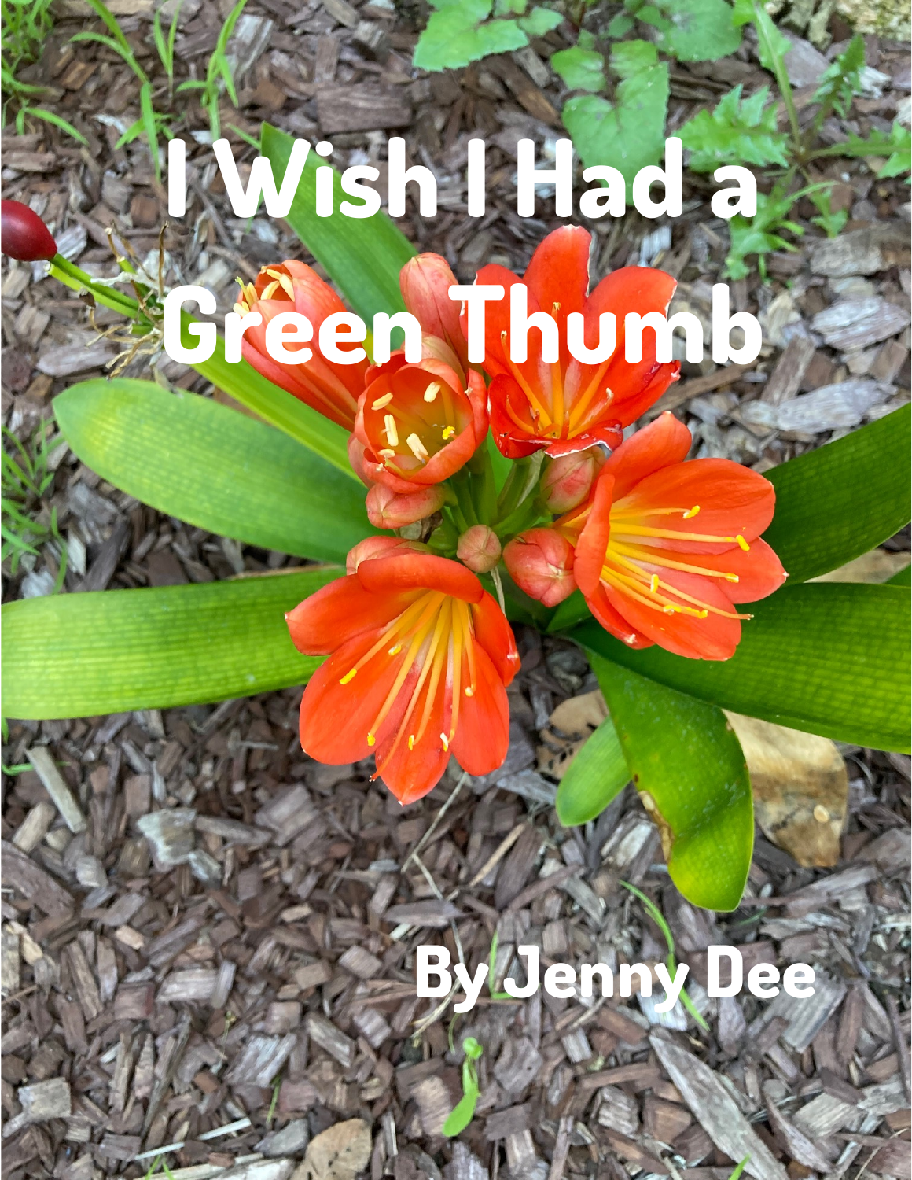# I Wish I Had a Green Thumb

By Jenny Dee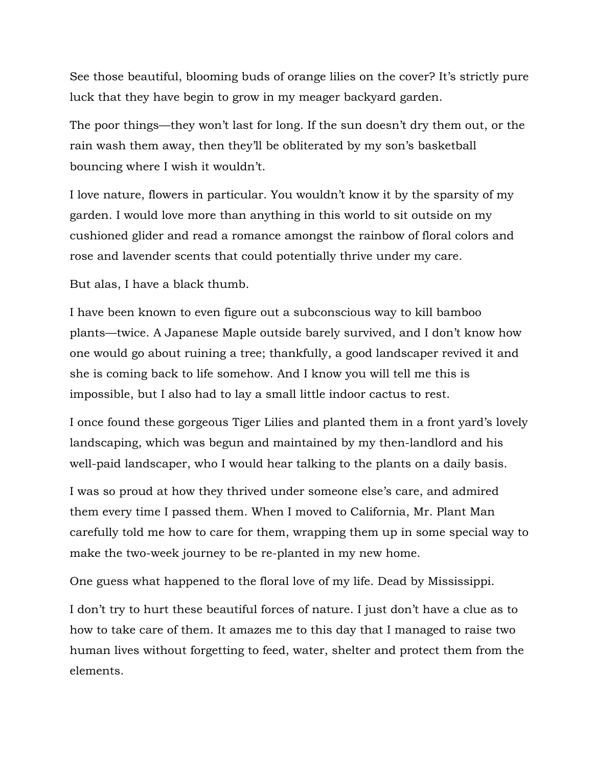See those beautiful, blooming buds of orange lilies on the cover? It's strictly pure luck that they have begin to grow in my meager backyard garden.

The poor things—they won't last for long. If the sun doesn't dry them out, or the rain wash them away, then they'll be obliterated by my son's basketball bouncing where I wish it wouldn't.

I love nature, flowers in particular. You wouldn't know it by the sparsity of my garden. I would love more than anything in this world to sit outside on my cushioned glider and read a romance amongst the rainbow of floral colors and rose and lavender scents that could potentially thrive under my care.

But alas, I have a black thumb.

I have been known to even figure out a subconscious way to kill bamboo plants—twice. A Japanese Maple outside barely survived, and I don't know how one would go about ruining a tree; thankfully, a good landscaper revived it and she is coming back to life somehow. And I know you will tell me this is impossible, but I also had to lay a small little indoor cactus to rest.

I once found these gorgeous Tiger Lilies and planted them in a front yard's lovely landscaping, which was begun and maintained by my then-landlord and his well-paid landscaper, who I would hear talking to the plants on a daily basis.

I was so proud at how they thrived under someone else's care, and admired them every time I passed them. When I moved to California, Mr. Plant Man carefully told me how to care for them, wrapping them up in some special way to make the two-week journey to be re-planted in my new home.

One guess what happened to the floral love of my life. Dead by Mississippi.

I don't try to hurt these beautiful forces of nature. I just don't have a clue as to how to take care of them. It amazes me to this day that I managed to raise two human lives without forgetting to feed, water, shelter and protect them from the elements.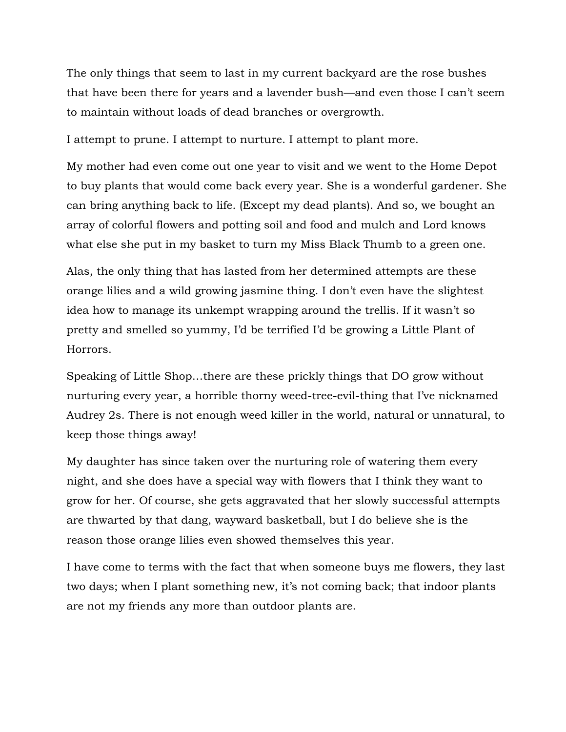The only things that seem to last in my current backyard are the rose bushes that have been there for years and a lavender bush—and even those I can't seem to maintain without loads of dead branches or overgrowth.

I attempt to prune. I attempt to nurture. I attempt to plant more.

My mother had even come out one year to visit and we went to the Home Depot to buy plants that would come back every year. She is a wonderful gardener. She can bring anything back to life. (Except my dead plants). And so, we bought an array of colorful flowers and potting soil and food and mulch and Lord knows what else she put in my basket to turn my Miss Black Thumb to a green one.

Alas, the only thing that has lasted from her determined attempts are these orange lilies and a wild growing jasmine thing. I don't even have the slightest idea how to manage its unkempt wrapping around the trellis. If it wasn't so pretty and smelled so yummy, I'd be terrified I'd be growing a Little Plant of Horrors.

Speaking of Little Shop…there are these prickly things that DO grow without nurturing every year, a horrible thorny weed-tree-evil-thing that I've nicknamed Audrey 2s. There is not enough weed killer in the world, natural or unnatural, to keep those things away!

My daughter has since taken over the nurturing role of watering them every night, and she does have a special way with flowers that I think they want to grow for her. Of course, she gets aggravated that her slowly successful attempts are thwarted by that dang, wayward basketball, but I do believe she is the reason those orange lilies even showed themselves this year.

I have come to terms with the fact that when someone buys me flowers, they last two days; when I plant something new, it's not coming back; that indoor plants are not my friends any more than outdoor plants are.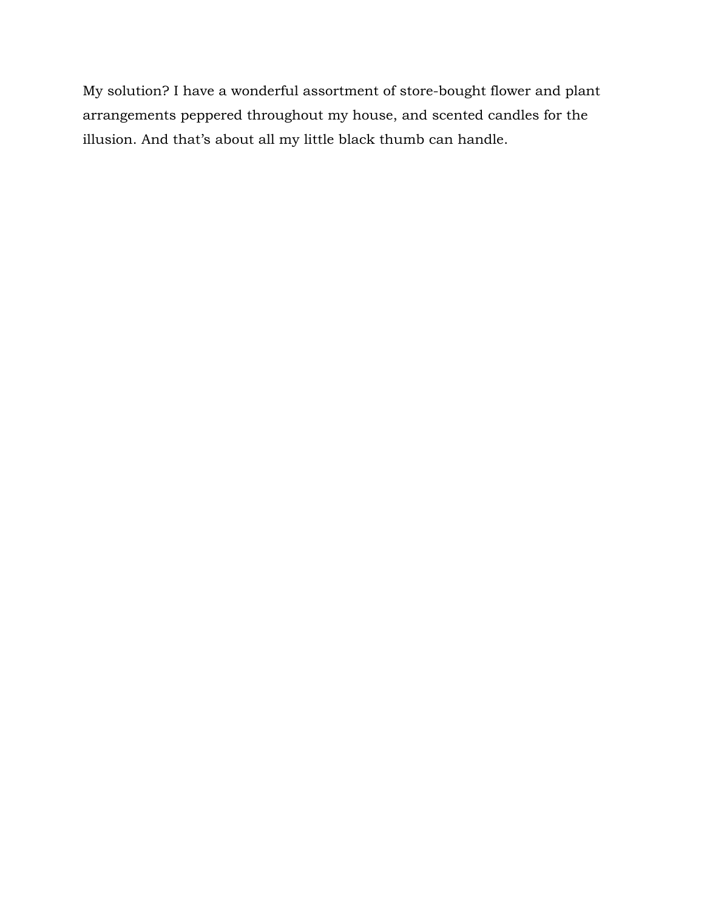My solution? I have a wonderful assortment of store-bought flower and plant arrangements peppered throughout my house, and scented candles for the illusion. And that's about all my little black thumb can handle.